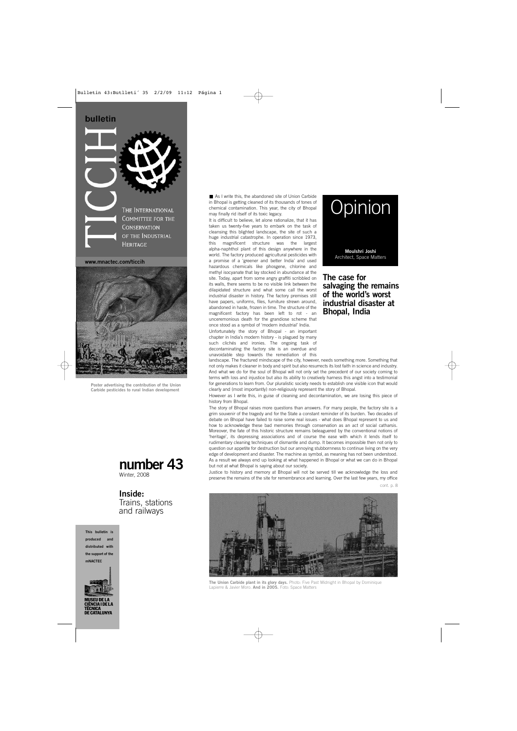# TICCIH bulletin

THE INTERNATIONAL COMMITTEE FOR THE CONSERVATION OF THE INDUSTRIAL HERITAGE

www.mnactec.com/ticcih

Poster advertising the contribution of the Union Carbide pesticides to rural Indian development

**number 43**
Winter, 2008

**Inside:**
Trains, stations and railways

This bulletin is produced and distributed with the support of the mNACTEC

MUSEU DE LA CIÈNCIA I DE LA TÈCNICA DE CATALUNYA

# Opinion

**Moulshri Joshi**
Architect, Space Matters

## The case for salvaging the remains of the world's worst industrial disaster at Bhopal, India

As I write this, the abandoned site of Union Carbide in Bhopal is getting cleaned of its thousands of tones of chemical contamination. This year, the city of Bhopal may finally rid itself of its toxic legacy.

It is difficult to believe, let alone rationalize, that it has taken us twenty-five years to embark on the task of cleansing this blighted landscape, the site of such a huge industrial catastrophe. In operation since 1973, this magnificent structure was the largest alpha-naphthol plant of this design anywhere in the world. The factory produced agricultural pesticides with a promise of a 'greener and better India' and used hazardous chemicals like phosgene, chlorine and methyl isocyanate that lay stocked in abundance at the site. Today, apart from some angry graffiti scribbled on its walls, there seems to be no visible link between the dilapidated structure and what some call the worst industrial disaster in history. The factory premises still have papers, uniforms, files, furniture strewn around, abandoned in haste, frozen in time. The structure of the magnificent factory has been left to rot - an unceremonious death for the grandiose scheme that once stood as a symbol of 'modern industrial' India.

Unfortunately the story of Bhopal - an important chapter in India's modern history - is plagued by many such clichés and ironies. The ongoing task of decontaminating the factory site is an overdue and unavoidable step towards the remediation of this landscape. The fractured mindscape of the city, however, needs something more. Something that not only makes it cleaner in body and spirit but also resurrects its lost faith in science and industry. And what we do for the soul of Bhopal will not only set the precedent of our society coming to terms with loss and injustice but also its ability to creatively harness this angst into a testimonial for generations to learn from. Our pluralistic society needs to establish one visible icon that would clearly and (most importantly) non-religiously represent the story of Bhopal.

However as I write this, in guise of cleaning and decontamination, we are losing this piece of history from Bhopal.

The story of Bhopal raises more questions than answers. For many people, the factory site is a grim souvenir of the tragedy and for the State a constant reminder of its burden. Two decades of debate on Bhopal have failed to raise some real issues - what does Bhopal represent to us and how to acknowledge these bad memories through conservation as an act of social catharsis. Moreover, the fate of this historic structure remains beleaguered by the conventional notions of 'heritage', its depressing associations and of course the ease with which it lends itself to rudimentary cleaning techniques of dismantle and dump. It becomes impossible then not only to question our appetite for destruction but our annoying stubbornness to continue living on the very edge of development and disaster. The machine as symbol, as meaning has not been understood. As a result we always end up looking at what happened in Bhopal or what we can do in Bhopal but not at what Bhopal is saying about our society.

Justice to history and memory at Bhopal will not be served till we acknowledge the loss and preserve the remains of the site for remembrance and learning. Over the last few years, my office

cont. p. 8

**The Union Carbide plant in its glory days.** Photo: Five Past Midnight in Bhopal by Dominique Lapierre & Javier Moro. **And in 2005.** Foto: Space Matters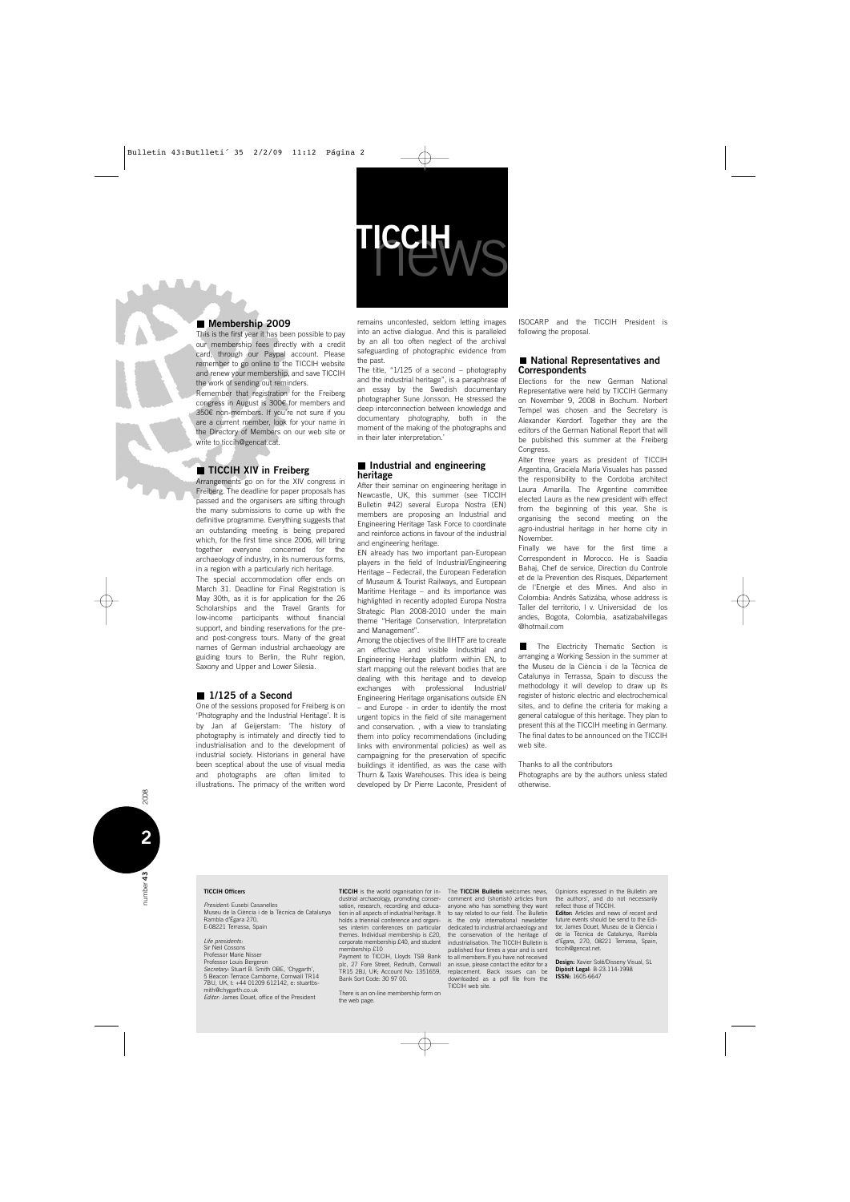# TICCIH news

## Membership 2009

This is the first year it has been possible to pay our membership fees directly with a credit card, through our Paypal account. Please remember to go online to the TICCIH website and renew your membership, and save TICCIH the work of sending out reminders.

Remember that registration for the Freiberg congress in August is 300€ for members and 350€ non-members. If you're not sure if you are a current member, look for your name in the Directory of Members on our web site or write to ticcih@gencat.cat.

## TICCIH XIV in Freiberg

Arrangements go on for the XIV congress in Freiberg. The deadline for paper proposals has passed and the organisers are sifting through the many submissions to come up with the definitive programme. Everything suggests that an outstanding meeting is being prepared which, for the first time since 2006, will bring together everyone concerned for the archaeology of industry, in its numerous forms, in a region with a particularly rich heritage.

The special accommodation offer ends on March 31. Deadline for Final Registration is May 30th, as it is for application for the 26 Scholarships and the Travel Grants for low-income participants without financial support, and binding reservations for the pre- and post-congress tours. Many of the great names of German industrial archaeology are guiding tours to Berlin, the Ruhr region, Saxony and Upper and Lower Silesia.

## 1/125 of a Second

One of the sessions proposed for Freiberg is on 'Photography and the Industrial Heritage'. It is by Jan af Geijerstam: 'The history of photography is intimately and directly tied to industrialisation and to the development of industrial society. Historians in general have been sceptical about the use of visual media and photographs are often limited to illustrations. The primacy of the written word remains uncontested, seldom letting images into an active dialogue. And this is paralleled by an all too often neglect of the archival safeguarding of photographic evidence from the past.

The title, "1/125 of a second – photography and the industrial heritage", is a paraphrase of an essay by the Swedish documentary photographer Sune Jonsson. He stressed the deep interconnection between knowledge and documentary photography, both in the moment of the making of the photographs and in their later interpretation.'

## Industrial and engineering heritage

After their seminar on engineering heritage in Newcastle, UK, this summer (see TICCIH Bulletin #42) several Europa Nostra (EN) members are proposing an Industrial and Engineering Heritage Task Force to coordinate and reinforce actions in favour of the industrial and engineering heritage.

EN already has two important pan-European players in the field of Industrial/Engineering Heritage – Fedecrail, the European Federation of Museum & Tourist Railways, and European Maritime Heritage – and its importance was highlighted in recently adopted Europa Nostra Strategic Plan 2008-2010 under the main theme "Heritage Conservation, Interpretation and Management".

Among the objectives of the IIHTF are to create an effective and visible Industrial and Engineering Heritage platform within EN, to start mapping out the relevant bodies that are dealing with this heritage and to develop exchanges with professional Industrial/Engineering Heritage organisations outside EN – and Europe - in order to identify the most urgent topics in the field of site management and conservation. , with a view to translating them into policy recommendations (including links with environmental policies) as well as campaigning for the preservation of specific buildings it identified, as was the case with Thurn & Taxis Warehouses. This idea is being developed by Dr Pierre Laconte, President of ISOCARP and the TICCIH President is following the proposal.

## National Representatives and Correspondents

Elections for the new German National Representative were held by TICCIH Germany on November 9, 2008 in Bochum. Norbert Tempel was chosen and the Secretary is Alexander Kierdorf. Together they are the editors of the German National Report that will be published this summer at the Freiberg Congress.

After three years as president of TICCIH Argentina, Graciela María Visuales has passed the responsibility to the Cordoba architect Laura Amarilla. The Argentine committee elected Laura as the new president with effect from the beginning of this year. She is organising the second meeting on the agro-industrial heritage in her home city in November.

Finally we have for the first time a Correspondent in Morocco. He is Saadia Bahaj, Chef de service, Direction du Controle et de la Prevention des Risques, Département de l'Energie et des Mines. And also in Colombia: Andrés Satizába, whose address is Taller del territorio, I v. Universidad de los andes, Bogota, Colombia, asatizabalvillegas @hotmail.com

The Electricity Thematic Section is arranging a Working Session in the summer at the Museu de la Ciència i de la Tècnica de Catalunya in Terrassa, Spain to discuss the methodology it will develop to draw up its register of historic electric and electrochemical sites, and to define the criteria for making a general catalogue of this heritage. They plan to present this at the TICCIH meeting in Germany. The final dates to be announced on the TICCIH web site.

Thanks to all the contributors

Photographs are by the authors unless stated otherwise.

---

**TICCIH Officers**

*President:* Eusebi Casanelles
Museu de la Ciència i de la Tècnica de Catalunya
Rambla d'Égara 270,
E-08221 Terrassa, Spain

*Life presidents:*
Sir Neil Cossons
Professor Marie Nisser
Professor Louis Bergeron
*Secretary:* Stuart B. Smith OBE, 'Chygarth', 5 Beacon Terrace Camborne, Cornwall TR14 7BU, UK, t: +44 01209 612142, e: stuartbsmith@chygarth.co.uk
*Editor:* James Douet, office of the President

**TICCIH** is the world organisation for industrial archaeology, promoting conservation, research, recording and education in all aspects of industrial heritage. It holds a triennial conference and organises interim conferences on particular themes. Individual membership is £20, corporate membership £40, and student membership £10

Payment to TICCIH, Lloyds TSB Bank plc, 27 Fore Street, Redruth, Cornwall TR15 2BJ, UK, Account No: 1351659, Bank Sort Code: 30 97 00.

There is an on-line membership form on the web page.

The **TICCIH Bulletin** welcomes news, comment and (shortish) articles from anyone who has something they want to say related to our field. The Bulletin is the only international newsletter dedicated to industrial archaeology and the conservation of the heritage of industrialisation. The TICCIH Bulletin is published four times a year and is sent to all members.If you have not received an issue, please contact the editor for a replacement. Back issues can be downloaded as a pdf file from the TICCIH web site.

Opinions expressed in the Bulletin are the authors', and do not necessarily reflect those of TICCIH.

**Editor:** Articles and news of recent and future events should be send to the Editor, James Douet, Museu de la Ciència i de la Tècnica de Catalunya, Rambla d'Egara, 270, 08221 Terrassa, Spain, ticcih@gencat.net.

**Design:** Xavier Solé/Disseny Visual, SL
**Dipòsit Legal**: B-23.114-1998
**ISSN:** 1605-6647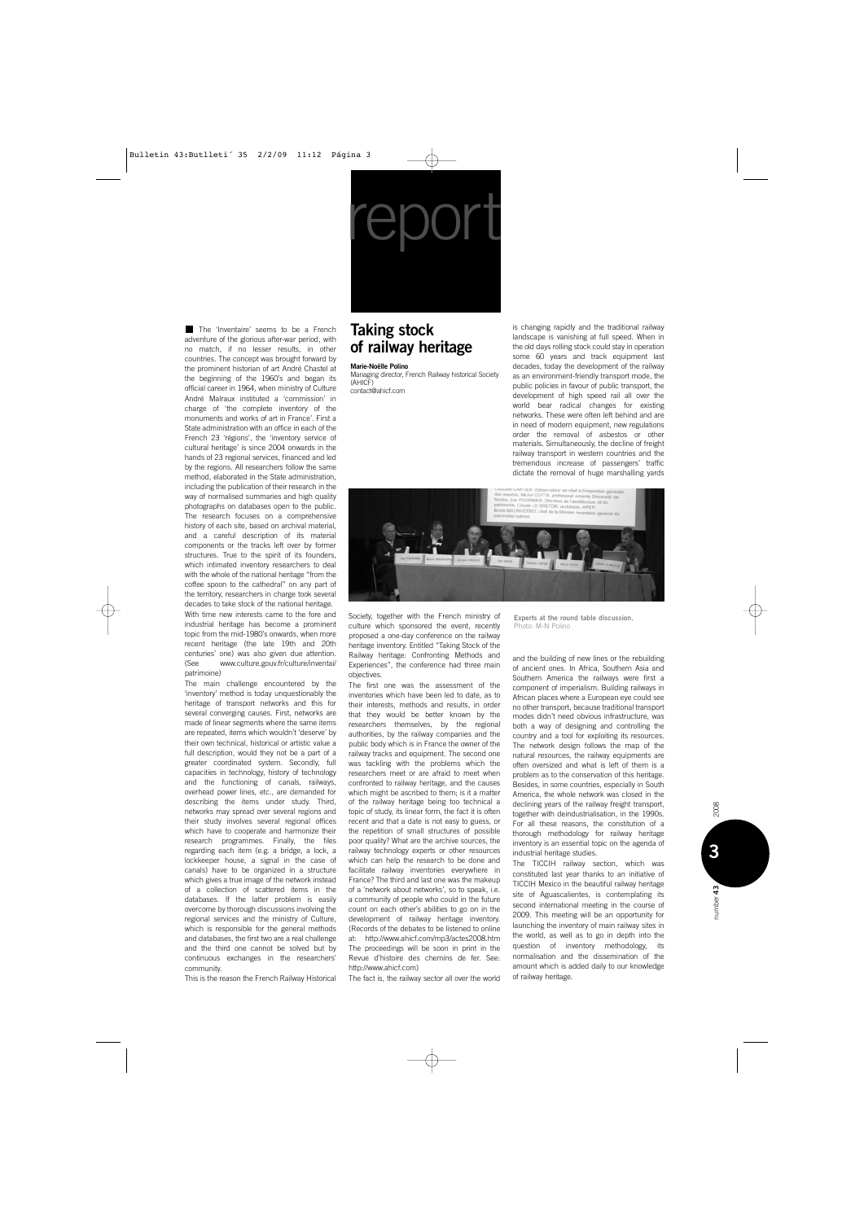report

# Taking stock of railway heritage

**Marie-Noëlle Polino**
Managing director, French Railway historical Society (AHICF)
contact@ahicf.com

The 'Inventaire' seems to be a French adventure of the glorious after-war period, with no match, if no lesser results, in other countries. The concept was brought forward by the prominent historian of art André Chastel at the beginning of the 1960's and began its official career in 1964, when ministry of Culture André Malraux instituted a 'commission' in charge of 'the complete inventory of the monuments and works of art in France'. First a State administration with an office in each of the French 23 'régions', the 'inventory service of cultural heritage' is since 2004 onwards in the hands of 23 regional services, financed and led by the regions. All researchers follow the same method, elaborated in the State administration, including the publication of their research in the way of normalised summaries and high quality photographs on databases open to the public. The research focuses on a comprehensive history of each site, based on archival material, and a careful description of its material components or the tracks left over by former structures. True to the spirit of its founders, which intimated inventory researchers to deal with the whole of the national heritage "from the coffee spoon to the cathedral" on any part of the territory, researchers in charge took several decades to take stock of the national heritage.

With time new interests came to the fore and industrial heritage has become a prominent topic from the mid-1980's onwards, when more recent heritage (the late 19th and 20th centuries' one) was also given due attention. (See www.culture.gouv.fr/culture/inventai/patrimoine)

The main challenge encountered by the 'inventory' method is today unquestionably the heritage of transport networks and this for several converging causes. First, networks are made of linear segments where the same items are repeated, items which wouldn't 'deserve' by their own technical, historical or artistic value a full description, would they not be a part of a greater coordinated system. Secondly, full capacities in technology, history of technology and the functioning of canals, railways, overhead power lines, etc., are demanded for describing the items under study. Third, networks may spread over several regions and their study involves several regional offices which have to cooperate and harmonize their research programmes. Finally, the files regarding each item (e.g. a bridge, a lock, a lockkeeper house, a signal in the case of canals) have to be organized in a structure which gives a true image of the network instead of a collection of scattered items in the databases. If the latter problem is easily overcome by thorough discussions involving the regional services and the ministry of Culture, which is responsible for the general methods and databases, the first two are a real challenge and the third one cannot be solved but by continuous exchanges in the researchers' community.

This is the reason the French Railway Historical Society, together with the French ministry of culture which sponsored the event, recently proposed a one-day conference on the railway heritage inventory. Entitled "Taking Stock of the Railway heritage: Confronting Methods and Experiences", the conference had three main objectives.

The first one was the assessment of the inventories which have been led to date, as to their interests, methods and results, in order that they would be better known by the researchers themselves, by the regional authorities, by the railway companies and the public body which is in France the owner of the railway tracks and equipment. The second one was tackling with the problems which the researchers meet or are afraid to meet when confronted to railway heritage, and the causes which might be ascribed to them; is it a matter of the railway heritage being too technical a topic of study, its linear form, the fact it is often recent and that a date is not easy to guess, or the repetition of small structures of possible poor quality? What are the archive sources, the railway technology experts or other resources which can help the research to be done and facilitate railway inventories everywhere in France? The third and last one was the makeup of a 'network about networks', so to speak, i.e. a community of people who could in the future count on each other's abilities to go on in the development of railway heritage inventory. (Records of the debates to be listened to online at: http://www.ahicf.com/mp3/actes2008.htm The proceedings will be soon in print in the Revue d'histoire des chemins de fer. See: http://www.ahicf.com)

The fact is, the railway sector all over the world is changing rapidly and the traditional railway landscape is vanishing at full speed. When in the old days rolling stock could stay in operation some 60 years and track equipment last decades, today the development of the railway as an environment-friendly transport mode, the public policies in favour of public transport, the development of high speed rail all over the world bear radical changes for existing networks. These were often left behind and are in need of modern equipment, new regulations order the removal of asbestos or other materials. Simultaneously, the decline of freight railway transport in western countries and the tremendous increase of passengers' traffic dictate the removal of huge marshalling yards and the building of new lines or the rebuilding of ancient ones. In Africa, Southern Asia and Southern America the railways were first a component of imperialism. Building railways in African places where a European eye could see no other transport, because traditional transport modes didn't need obvious infrastructure, was both a way of designing and controlling the country and a tool for exploiting its resources. The network design follows the map of the natural resources, the railway equipments are often oversized and what is left of them is a problem as to the conservation of this heritage. Besides, in some countries, especially in South America, the whole network was closed in the declining years of the railway freight transport, together with deindustrialisation, in the 1990s. For all these reasons, the constitution of a thorough methodology for railway heritage inventory is an essential topic on the agenda of industrial heritage studies.

The TICCIH railway section, which was constituted last year thanks to an initiative of TICCIH Mexico in the beautiful railway heritage site of Aguascalientes, is contemplating its second international meeting in the course of 2009. This meeting will be an opportunity for launching the inventory of main railway sites in the world, as well as to go in depth into the question of inventory methodology, its normalisation and the dissemination of the amount which is added daily to our knowledge of railway heritage.

Experts at the round table discussion.
Photo: M-N Polino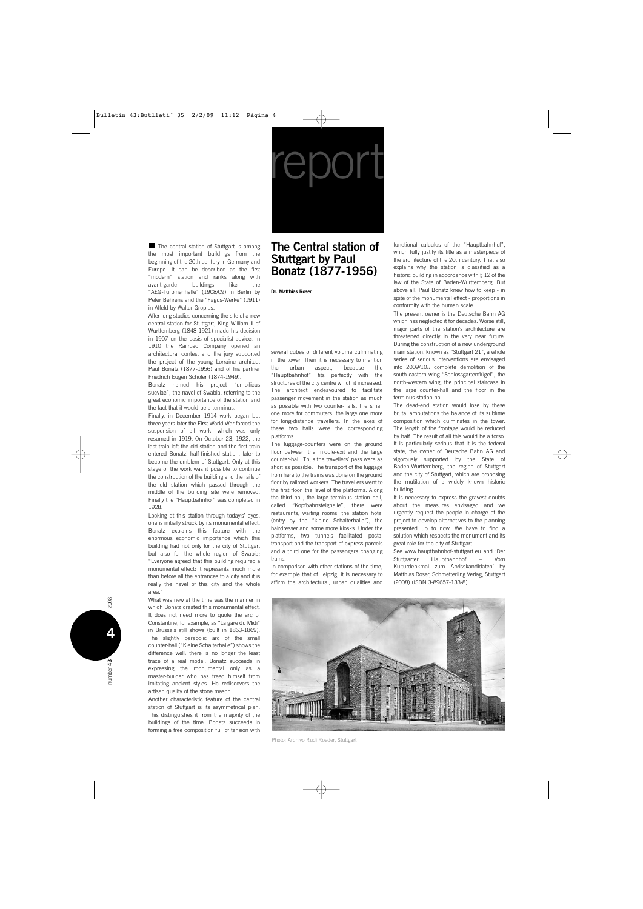report

# The Central station of Stuttgart by Paul Bonatz (1877-1956)

**Dr. Matthias Roser**

The central station of Stuttgart is among the most important buildings from the beginning of the 20th century in Germany and Europe. It can be described as the first "modern" station and ranks along with avant-garde buildings like the "AEG-Turbinenhalle" (1908/09) in Berlin by Peter Behrens and the "Fagus-Werke" (1911) in Alfeld by Walter Gropius.

After long studies concerning the site of a new central station for Stuttgart, King William II of Wurttemberg (1848-1921) made his decision in 1907 on the basis of specialist advice. In 1910 the Railroad Company opened an architectural contest and the jury supported the project of the young Lorraine architect Paul Bonatz (1877-1956) and of his partner Friedrich Eugen Scholer (1874-1949).

Bonatz named his project "umbilicus sueviae", the navel of Swabia, referring to the great economic importance of the station and the fact that it would be a terminus.

Finally, in December 1914 work began but three years later the First World War forced the suspension of all work, which was only resumed in 1919. On October 23, 1922, the last train left the old station and the first train entered Bonatz' half-finished station, later to become the emblem of Stuttgart. Only at this stage of the work was it possible to continue the construction of the building and the rails of the old station which passed through the middle of the building site were removed. Finally the "Hauptbahnhof" was completed in 1928.

Looking at this station through today's' eyes, one is initially struck by its monumental effect. Bonatz explains this feature with the enormous economic importance which this building had not only for the city of Stuttgart but also for the whole region of Swabia: "Everyone agreed that this building required a monumental effect: it represents much more than before all the entrances to a city and it is really the navel of this city and the whole area."

What was new at the time was the manner in which Bonatz created this monumental effect. It does not need more to quote the arc of Constantine, for example, as "La gare du Midi" in Brussels still shows (built in 1863-1869). The slightly parabolic arc of the small counter-hall ("Kleine Schalterhalle") shows the difference well: there is no longer the least trace of a real model. Bonatz succeeds in expressing the monumental only as a master-builder who has freed himself from imitating ancient styles. He rediscovers the artisan quality of the stone mason.

Another characteristic feature of the central station of Stuttgart is its asymmetrical plan. This distinguishes it from the majority of the buildings of the time. Bonatz succeeds in forming a free composition full of tension with several cubes of different volume culminating in the tower. Then it is necessary to mention the urban aspect, because the "Hauptbahnhof" fits perfectly with the structures of the city centre which it increased. The architect endeavoured to facilitate passenger movement in the station as much as possible with two counter-halls, the small one more for commuters, the large one more for long-distance travellers. In the axes of these two halls were the corresponding platforms.

The luggage-counters were on the ground floor between the middle-exit and the large counter-hall. Thus the travellers' pass were as short as possible. The transport of the luggage from here to the trains was done on the ground floor by railroad workers. The travellers went to the first floor, the level of the platforms. Along the third hall, the large terminus station hall, called "Kopfbahnsteighalle", there were restaurants, waiting rooms, the station hotel (entry by the "kleine Schalterhalle"), the hairdresser and some more kiosks. Under the platforms, two tunnels facilitated postal transport and the transport of express parcels and a third one for the passengers changing trains.

In comparison with other stations of the time, for example that of Leipzig, it is necessary to affirm the architectural, urban qualities and functional calculus of the "Hauptbahnhof", which fully justify its title as a masterpiece of the architecture of the 20th century. That also explains why the station is classified as a historic building in accordance with § 12 of the law of the State of Baden-Wurttemberg. But above all, Paul Bonatz knew how to keep - in spite of the monumental effect - proportions in conformity with the human scale.

The present owner is the Deutsche Bahn AG which has neglected it for decades. Worse still, major parts of the station's architecture are threatened directly in the very near future. During the construction of a new underground main station, known as "Stuttgart 21", a whole series of serious interventions are envisaged into 2009/10:: complete demolition of the south-eastern wing "Schlossgartenflügel", the north-western wing, the principal staircase in the large counter-hall and the floor in the terminus station hall.

The dead-end station would lose by these brutal amputations the balance of its sublime composition which culminates in the tower. The length of the frontage would be reduced by half. The result of all this would be a torso. It is particularly serious that it is the federal state, the owner of Deutsche Bahn AG and vigorously supported by the State of Baden-Wurttemberg, the region of Stuttgart and the city of Stuttgart, which are proposing the mutilation of a widely known historic building.

It is necessary to express the gravest doubts about the measures envisaged and we urgently request the people in charge of the project to develop alternatives to the planning presented up to now. We have to find a solution which respects the monument and its great role for the city of Stuttgart.

See www.hauptbahnhof-stuttgart.eu and 'Der Stuttgarter Hauptbahnhof – Vom Kulturdenkmal zum Abrisskandidaten' by Matthias Roser, Schmetterling Verlag, Stuttgart (2008) (ISBN 3-89657-133-8)

Photo: Archivo Rudi Roeder, Stuttgart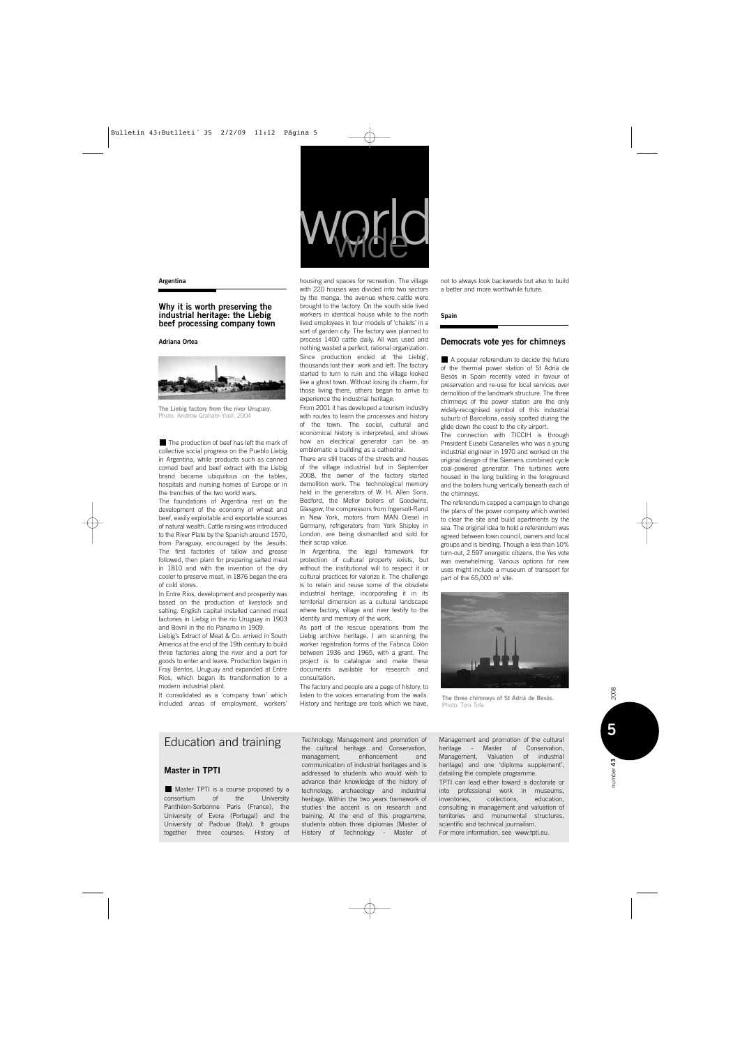# world wide

## Argentina

### Why it is worth preserving the industrial heritage: the Liebig beef processing company town

**Adriana Ortea**

The Liebig factory from the river Uruguay.
Photo: Andrew Graham-Yooll, 2004

The production of beef has left the mark of collective social progress on the Pueblo Liebig in Argentina, while products such as canned corned beef and beef extract with the Liebig brand became ubiquitous on the tables, hospitals and nursing homes of Europe or in the trenches of the two world wars.

The foundations of Argentina rest on the development of the economy of wheat and beef, easily exploitable and exportable sources of natural wealth. Cattle raising was introduced to the River Plate by the Spanish around 1570, from Paraguay, encouraged by the Jesuits. The first factories of tallow and grease followed, then plant for preparing salted meat in 1810 and with the invention of the dry cooler to preserve meat, in 1876 began the era of cold stores.

In Entre Rios, development and prosperity was based on the production of livestock and salting. English capital installed canned meat factories in Liebig in the rio Uruguay in 1903 and Bovril in the rio Panama in 1909.

Liebig's Extract of Meat & Co. arrived in South America at the end of the 19th century to build three factories along the river and a port for goods to enter and leave. Production began in Fray Bentos, Uruguay and expanded at Entre Rios, which began its transformation to a modern industrial plant.

It consolidated as a 'company town' which included areas of employment, workers' housing and spaces for recreation. The village with 220 houses was divided into two sectors by the manga, the avenue where cattle were brought to the factory. On the south side lived workers in identical house while to the north lived employees in four models of 'chalets' in a sort of garden city. The factory was planned to process 1400 cattle daily. All was used and nothing wasted a perfect, rational organization. Since production ended at 'the Liebig', thousands lost their work and left. The factory started to turn to ruin and the village looked like a ghost town. Without losing its charm, for those living there, others began to arrive to experience the industrial heritage.

From 2001 it has developed a tourism industry with routes to learn the processes and history of the town. The social, cultural and economical history is interpreted, and shows how an electrical generator can be as emblematic a building as a cathedral.

There are still traces of the streets and houses of the village industrial but in September 2008, the owner of the factory started demolition work. The technological memory held in the generators of W. H. Allen Sons, Bedford, the Mellor boilers of Goodwins, Glasgow, the compressors from Ingersoll-Rand in New York, motors from MAN Diesel in Germany, refrigerators from York Shipley in London, are being dismantled and sold for their scrap value.

In Argentina, the legal framework for protection of cultural property exists, but without the institutional will to respect it or cultural practices for valorize it. The challenge is to retain and reuse some of the obsolete industrial heritage, incorporating it in its territorial dimension as a cultural landscape where factory, village and river testify to the identity and memory of the work.

As part of the rescue operations from the Liebig archive heritage, I am scanning the worker registration forms of the Fábrica Colón between 1936 and 1965, with a grant. The project is to catalogue and make these documents available for research and consultation.

The factory and people are a page of history, to listen to the voices emanating from the walls. History and heritage are tools which we have, not to always look backwards but also to build a better and more worthwhile future.

## Spain

### Democrats vote yes for chimneys

A popular referendum to decide the future of the thermal power station of St Adrià de Besòs in Spain recently voted in favour of preservation and re-use for local services over demolition of the landmark structure. The three chimneys of the power station are the only widely-recognised symbol of this industrial suburb of Barcelona, easily spotted during the glide down the coast to the city airport.

The connection with TICCIH is through President Eusebi Casanelles who was a young industrial engineer in 1970 and worked on the original design of the Siemens combined cycle coal-powered generator. The turbines were housed in the long building in the foreground and the boilers hung vertically beneath each of the chimneys.

The referendum capped a campaign to change the plans of the power company which wanted to clear the site and build apartments by the sea. The original idea to hold a referendum was agreed between town council, owners and local groups and is binding. Though a less than 10% turn-out, 2.597 energetic citizens, the Yes vote was overwhelming. Various options for new uses might include a museum of transport for part of the 65,000 m² site.

The three chimneys of St Adrià de Besòs.
Photo: Toni Tofa

## Education and training

### Master in TPTI

Master TPTI is a course proposed by a consortium of the University Panthéon-Sorbonne Paris (France), the University of Evora (Portugal) and the University of Padoue (Italy). It groups together three courses: History of Technology, Management and promotion of the cultural heritage and Conservation, management, enhancement and communication of industrial heritages and is addressed to students who would wish to advance their knowledge of the history of technology, archaeology and industrial heritage. Within the two years framework of studies the accent is on research and training. At the end of this programme, students obtain three diplomas (Master of History of Technology - Master of Management and promotion of the cultural heritage - Master of Conservation, Management, Valuation of industrial heritage) and one 'diploma supplement', detailing the complete programme.

TPTI can lead either toward a doctorate or into professional work in museums, inventories, collections, education, consulting in management and valuation of territories and monumental structures, scientific and technical journalism.

For more information, see www.tpti.eu.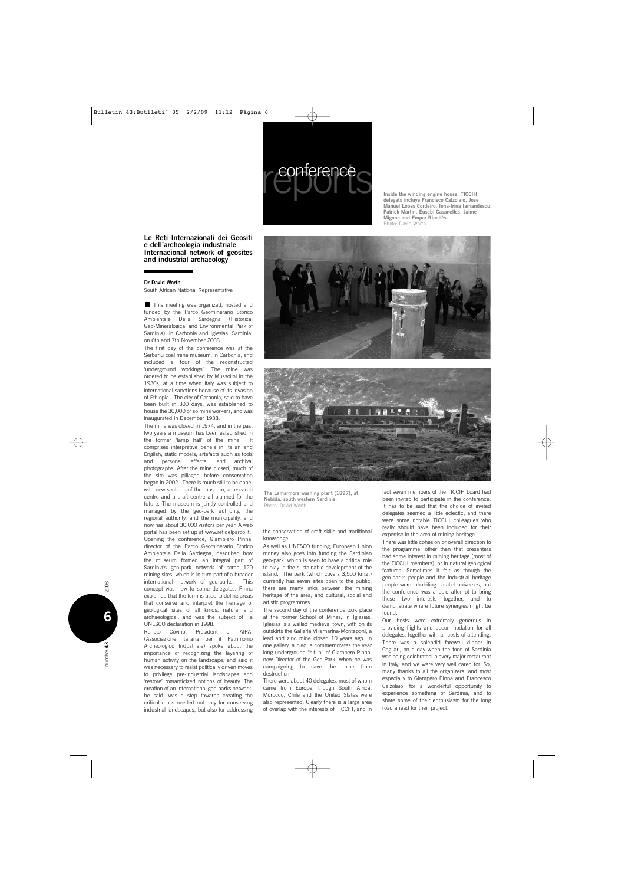# conference reports

## Le Reti Internazionali dei Geositi e dell'archeologia industriale
## Internacional network of geosites and industrial archaeology

**Dr David Worth**
South African National Representative

This meeting was organized, hosted and funded by the Parco Geominerario Storico Ambientale Della Sardegna (Historical Geo-Mineralogical and Environmental Park of Sardinia), in Carbonia and Iglesias, Sardinia, on 6th and 7th November 2008.

The first day of the conference was at the Serbariu coal mine museum, in Carbonia, and included a tour of the reconstructed 'underground workings'. The mine was ordered to be established by Mussolini in the 1930s, at a time when Italy was subject to international sanctions because of its invasion of Ethiopia. The city of Carbonia, said to have been built in 300 days, was established to house the 30,000 or so mine workers, and was inaugurated in December 1938.

The mine was closed in 1974, and in the past two years a museum has been established in the former 'lamp hall' of the mine. It comprises interpretive panels in Italian and English; static models; artefacts such as tools and personal effects; and archival photographs. After the mine closed, much of the site was pillaged before conservation began in 2002. There is much still to be done, with new sections of the museum, a research centre and a craft centre all planned for the future. The museum is jointly controlled and managed by the geo-park authority, the regional authority, and the municipality, and now has about 30,000 visitors per year. A web portal has been set up at www.retidelparco.it.

Opening the conference, Giampiero Pinna, director of the Parco Geominerario Storico Ambientale Della Sardegna, described how the museum formed an integral part of Sardinia's geo-park network of some 120 mining sites, which is in turn part of a broader international network of geo-parks. This concept was new to some delegates. Pinna explained that the term is used to define areas that conserve and interpret the heritage of geological sites of all kinds, natural and archaeological, and was the subject of a UNESCO declaration in 1998.

Renato Covino, President of AIPAI (Associazione Italiana per il Patrimonio Archeologico Industriale) spoke about the importance of recognizing the layering of human activity on the landscape, and said it was necessary to resist politically driven moves to privilege pre-industrial landscapes and 'restore' romanticized notions of beauty. The creation of an international geo-parks network, he said, was a step towards creating the critical mass needed not only for conserving industrial landscapes, but also for addressing the conservation of craft skills and traditional knowledge.

As well as UNESCO funding, European Union money also goes into funding the Sardinian geo-park, which is seen to have a critical role to play in the sustainable development of the island. The park (which covers 3,500 km2.) currently has seven sites open to the public, there are many links between the mining heritage of the area, and cultural, social and artistic programmes.

The second day of the conference took place at the former School of Mines, in Iglesias. Iglesias is a walled medieval town, with on its outskirts the Galleria Villamarina-Monteponi, a lead and zinc mine closed 10 years ago. In one gallery, a plaque commemorates the year long underground "sit-in" of Giampero Pinna, now Director of the Geo-Park, when he was campaigning to save the mine from destruction.

There were about 40 delegates, most of whom came from Europe, though South Africa, Morocco, Chile and the United States were also represented. Clearly there is a large area of overlap with the interests of TICCIH, and in fact seven members of the TICCIH board had been invited to participate in the conference. It has to be said that the choice of invited delegates seemed a little eclectic, and there were some notable TICCIH colleagues who really should have been included for their expertise in the area of mining heritage.

There was little cohesion or overall direction to the programme, other than that presenters had some interest in mining heritage (most of the TICCIH members), or in natural geological features. Sometimes it felt as though the geo-parks people and the industrial heritage people were inhabiting parallel universes, but the conference was a bold attempt to bring these two interests together, and to demonstrate where future synergies might be found.

Our hosts were extremely generous in providing flights and accommodation for all delegates, together with all costs of attending. There was a splendid farewell dinner in Cagliari, on a day when the food of Sardinia was being celebrated in every major restaurant in Italy, and we were very well cared for. So, many thanks to all the organizers, and most especially to Giampero Pinna and Francesco Calzolaio, for a wonderful opportunity to experience something of Sardinia, and to share some of their enthusiasm for the long road ahead for their project.

Inside the winding engine house, TICCIH delegats incluye Francisco Calzolaio, Jose Manuel Lopes Cordeiro, Iona-Irina Iamandescu, Patrick Martin, Eusebi Casanelles, Jaime Migone and Empar Ripollès.
Photo: David Worth

The Lamarmora washing plant (1897), at Nebida, south western Sardinia.
Photo: David Worth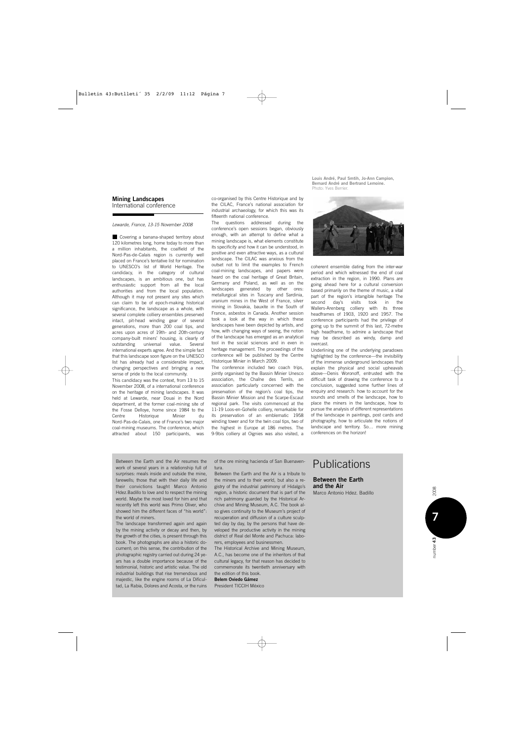## Mining Landscapes

International conference

*Lewarde, France, 13-15 November 2008*

Covering a banana-shaped territory about 120 kilometres long, home today to more than a million inhabitants, the coalfield of the Nord-Pas-de-Calais region is currently well placed on France's tentative list for nomination to UNESCO's list of World Heritage. The candidacy, in the category of cultural landscapes, is an ambitious one, but has enthusiastic support from all the local authorities and from the local population. Although it may not present any sites which can claim to be of epoch-making historical significance, the landscape as a whole, with several complete colliery ensembles preserved intact, pit-head winding gear of several generations, more than 200 coal tips, and acres upon acres of 19th- and 20th-century company-built miners' housing, is clearly of outstanding universal value. Several international experts agree. And the simple fact that this landscape soon figure on the UNESCO list has already had a considerable impact, changing perspectives and bringing a new sense of pride to the local community.

This candidacy was the context, from 13 to 15 November 2008, of a international conference on the heritage of mining landscapes. It was held at Lewarde, near Douai in the Nord department, at the former coal-mining site of the Fosse Delloye, home since 1984 to the Centre Historique Minier du Nord-Pas-de-Calais, one of France's two major coal-mining museums. The conference, which attracted about 150 participants, was co-organised by this Centre Historique and by the CILAC, France's national association for industrial archaeology, for which this was its fifteenth national conference.

The questions addressed during the conference's open sessions began, obviously enough, with an attempt to define what a mining landscape is, what elements constitute its specificity and how it can be understood, in positive and even attractive ways, as a cultural landscape. The CILAC was anxious from the outset not to limit the examples to French coal-mining landscapes, and papers were heard on the coal heritage of Great Britain, Germany and Poland, as well as on the landscapes generated by other ores: metallurgical sites in Tuscany and Sardinia, uranium mines in the West of France, silver mining in Slovakia, bauxite in the South of France, asbestos in Canada. Another session took a look at the way in which these landscapes have been depicted by artists, and how, with changing ways of seeing, the notion of the landscape has emerged as an analytical tool in the social sciences and in even in heritage management. The proceedings of the conference will be published by the Centre Historique Minier in March 2009.

The conference included two coach trips, jointly organised by the Bassin Minier Unesco association, the Chaîne des Terrils, an association particularly concerned with the preservation of the region's coal tips, the Bassin Minier Mission and the Scarpe-Escaut regional park. The visits commenced at the 11-19 Loos-en-Gohelle colliery, remarkable for its preservation of an emblematic 1958 winding tower and for the twin coal tips, two of the highest in Europe at 186 metres. The 9-9bis colliery at Oignies was also visited, a coherent ensemble dating from the inter-war period and which witnessed the end of coal extraction in the region, in 1990. Plans are going ahead here for a cultural conversion based primarily on the theme of music, a vital part of the region's intangible heritage The second day's visits took in the Wallers-Arenberg colliery with its three headframes of 1903, 1920 and 1957. The conference participants had the privilege of going up to the summit of this last, 72-metre high headframe, to admire a landscape that may be described as windy, damp and overcast.

**Louis André, Paul Smtih, Jo-Ann Campion, Bernard André and Bertrand Lemoine.**
Photo: Yves Berrier.

Underlining one of the underlying paradoxes highlighted by the conference—the invisibility of the immense underground landscapes that explain the physical and social upheavals above—Denis Woronoff, entrusted with the difficult task of drawing the conference to a conclusion, suggested some further lines of enquiry and research: how to account for the sounds and smells of the landscape, how to place the miners in the landscape, how to pursue the analysis of different representations of the landscape in paintings, post cards and photography, how to articulate the notions of landscape and territory. So… more mining conferences on the horizon!

# Publications

## Between the Earth and the Air

Marco Antonio Hdez. Badillo

Between the Earth and the Air resumes the work of several years in a relationship full of surprises: meals inside and outside the mine, farewells; those that with their daily life and their convictions taught Marco Antonio Hdez.Badillo to love and to respect the mining world. Maybe the most loved for him and that recently left this world was Primo Oliver, who showed him the different faces of "his world": the world of miners.

The landscape transformed again and again by the mining activity or decay and then, by the growth of the cities, is present through this book. The photographs are also a historic document; on this sense, the contribution of the photographic registry carried out during 24 years has a double importance because of the testimonial, historic and artistic value. The old industrial buildings that rise tremendous and majestic, like the engine rooms of La Dificultad, La Rabia, Dolores and Acosta, or the ruins of the ore mining hacienda of San Buenaventura.

Between the Earth and the Air is a tribute to the miners and to their world, but also a registry of the industrial patrimony of Hidalgo's region, a historic document that is part of the rich patrimony guarded by the Historical Archive and Mining Museum, A.C. The book also gives continuity to the Museum's project of recuperation and diffusion of a culture sculpted day by day, by the persons that have developed the productive activity in the mining district of Real del Monte and Pachuca: laborers, employees and businessmen.

The Historical Archive and Mining Museum, A.C., has become one of the inheritors of that cultural legacy, for that reason has decided to commemorate its twentieth anniversary with the edition of this book.

**Belem Oviedo Gámez**
President TICCIH México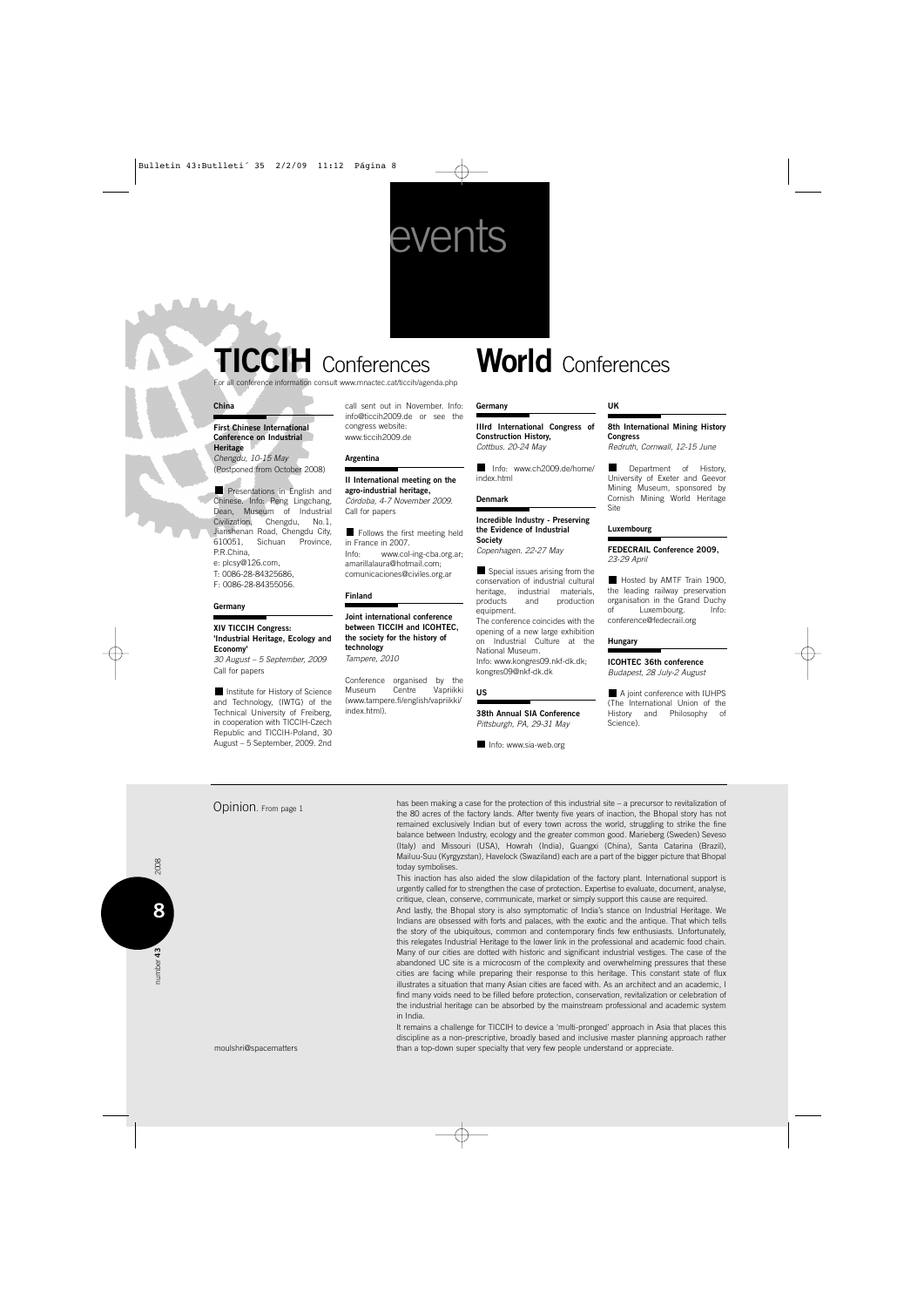# events

## TICCIH Conferences

For all conference information consult www.mnactec.cat/ticcih/agenda.php

### China

**First Chinese International Conference on Industrial Heritage**
*Chengdu, 10-15 May*
(Postponed from October 2008)

Presentations in English and Chinese. Info: Peng Lingchang, Dean, Museum of Industrial Civilization, Chengdu, No.1, Jianshenan Road, Chengdu City, 610051, Sichuan Province, P.R.China,
e: plcsy@126.com,
T: 0086-28-84325686,
F: 0086-28-84355056.

### Germany

**XIV TICCIH Congress: 'Industrial Heritage, Ecology and Economy'**
*30 August – 5 September, 2009*
Call for papers

Institute for History of Science and Technology, (IWTG) of the Technical University of Freiberg, in cooperation with TICCIH-Czech Republic and TICCIH-Poland, 30 August – 5 September, 2009. 2nd call sent out in November. Info: info@ticcih2009.de or see the congress website: www.ticcih2009.de

### Argentina

**II International meeting on the agro-industrial heritage,**
*Córdoba, 4-7 November 2009.*
Call for papers

Follows the first meeting held in France in 2007.
Info: www.col-ing-cba.org.ar; amarillalaura@hotmail.com; comunicaciones@civiles.org.ar

### Finland

**Joint international conference between TICCIH and ICOHTEC, the society for the history of technology**
*Tampere, 2010*

Conference organised by the Museum Centre Vapriikki (www.tampere.fi/english/vapriikki/index.html).

## World Conferences

### Germany

**IIIrd International Congress of Construction History,**
*Cottbus. 20-24 May*

Info: www.ch2009.de/home/index.html

### Denmark

**Incredible Industry - Preserving the Evidence of Industrial Society**
*Copenhagen. 22-27 May*

Special issues arising from the conservation of industrial cultural heritage, industrial materials, products and production equipment.
The conference coincides with the opening of a new large exhibition on Industrial Culture at the National Museum.
Info: www.kongres09.nkf-dk.dk; kongres09@nkf-dk.dk

### US

**38th Annual SIA Conference**
*Pittsburgh, PA, 29-31 May*

Info: www.sia-web.org

### UK

**8th International Mining History Congress**
*Redruth, Cornwall, 12-15 June*

Department of History, University of Exeter and Geevor Mining Museum, sponsored by Cornish Mining World Heritage Site

### Luxembourg

**FEDECRAIL Conference 2009,**
*23-29 April*

Hosted by AMTF Train 1900, the leading railway preservation organisation in the Grand Duchy of Luxembourg. Info: conference@fedecrail.org

### Hungary

**ICOHTEC 36th conference**
*Budapest, 28 July-2 August*

A joint conference with IUHPS (The International Union of the History and Philosophy of Science).

## Opinion. From page 1

has been making a case for the protection of this industrial site – a precursor to revitalization of the 80 acres of the factory lands. After twenty five years of inaction, the Bhopal story has not remained exclusively Indian but of every town across the world, struggling to strike the fine balance between Industry, ecology and the greater common good. Marieberg (Sweden) Seveso (Italy) and Missouri (USA), Howrah (India), Guangxi (China), Santa Catarina (Brazil), Mailuu-Suu (Kyrgyzstan), Havelock (Swaziland) each are a part of the bigger picture that Bhopal today symbolises.

This inaction has also aided the slow dilapidation of the factory plant. International support is urgently called for to strengthen the case of protection. Expertise to evaluate, document, analyse, critique, clean, conserve, communicate, market or simply support this cause are required.

And lastly, the Bhopal story is also symptomatic of India's stance on Industrial Heritage. We Indians are obsessed with forts and palaces, with the exotic and the antique. That which tells the story of the ubiquitous, common and contemporary finds few enthusiasts. Unfortunately, this relegates Industrial Heritage to the lower link in the professional and academic food chain. Many of our cities are dotted with historic and significant industrial vestiges. The case of the abandoned UC site is a microcosm of the complexity and overwhelming pressures that these cities are facing while preparing their response to this heritage. This constant state of flux illustrates a situation that many Asian cities are faced with. As an architect and an academic, I find many voids need to be filled before protection, conservation, revitalization or celebration of the industrial heritage can be absorbed by the mainstream professional and academic system in India.

It remains a challenge for TICCIH to device a 'multi-pronged' approach in Asia that places this discipline as a non-prescriptive, broadly based and inclusive master planning approach rather than a top-down super specialty that very few people understand or appreciate.

moulshri@spacematters